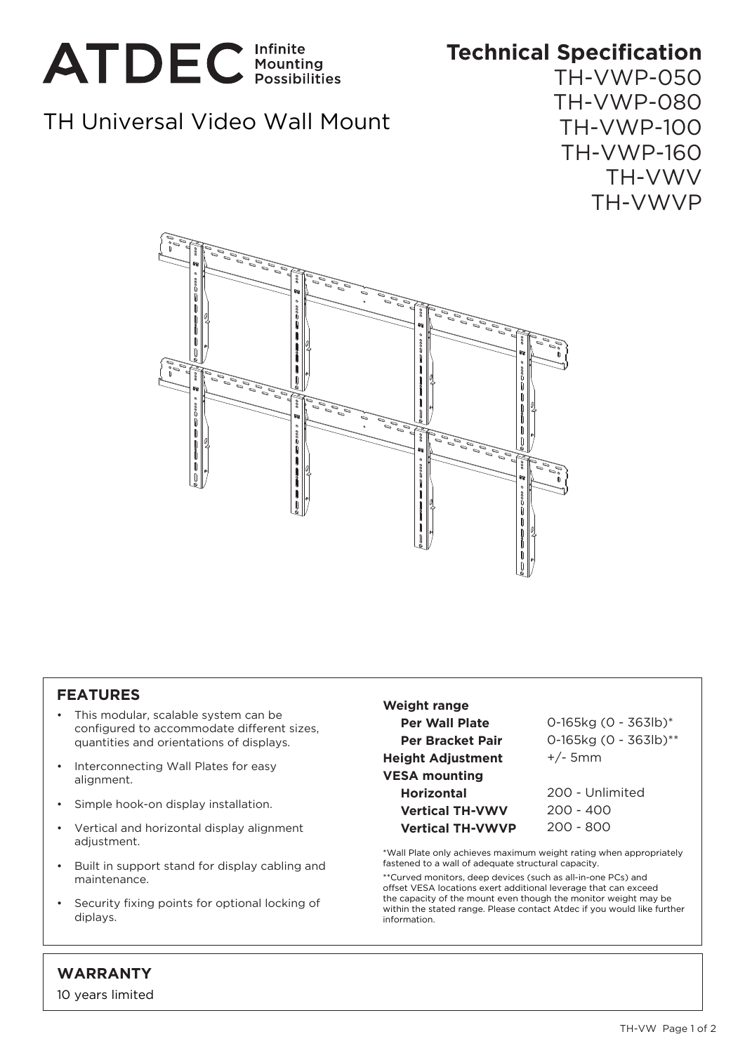ATDEC Infinite Mounting Possibilities

# TH Universal Video Wall Mount

## Technical Specification

TH-VWP-050
TH-VWP-080
TH-VWP-100
TH-VWP-160
TH-VWV
TH-VWVP

## FEATURES

- This modular, scalable system can be configured to accommodate different sizes, quantities and orientations of displays.
- Interconnecting Wall Plates for easy alignment.
- Simple hook-on display installation.
- Vertical and horizontal display alignment adjustment.
- Built in support stand for display cabling and maintenance.
- Security fixing points for optional locking of diplays.

| | |
|---|---|
| **Weight range** | |
| **Per Wall Plate** | 0-165kg (0 - 363lb)* |
| **Per Bracket Pair** | 0-165kg (0 - 363lb)** |
| **Height Adjustment** | +/- 5mm |
| **VESA mounting** | |
| **Horizontal** | 200 - Unlimited |
| **Vertical TH-VWV** | 200 - 400 |
| **Vertical TH-VWVP** | 200 - 800 |

*Wall Plate only achieves maximum weight rating when appropriately fastened to a wall of adequate structural capacity.

**Curved monitors, deep devices (such as all-in-one PCs) and offset VESA locations exert additional leverage that can exceed the capacity of the mount even though the monitor weight may be within the stated range. Please contact Atdec if you would like further information.

## WARRANTY

10 years limited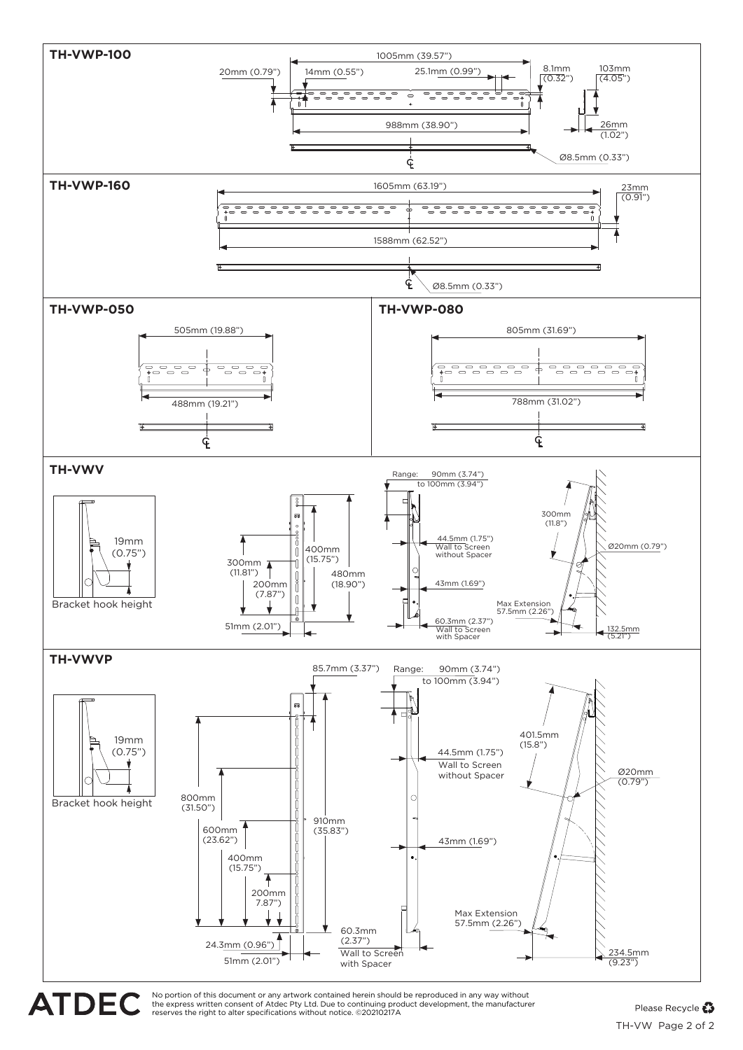## TH-VWP-100

1005mm (39.57")

20mm (0.79")

14mm (0.55")

25.1mm (0.99")

8.1mm (0.32")

103mm (4.05")

988mm (38.90")

26mm (1.02")

Ø8.5mm (0.33")

## TH-VWP-160

1605mm (63.19")

23mm (0.91")

1588mm (62.52")

Ø8.5mm (0.33")

## TH-VWP-050

505mm (19.88")

488mm (19.21")

## TH-VWP-080

805mm (31.69")

788mm (31.02")

## TH-VWV

19mm (0.75")

Bracket hook height

400mm (15.75")

480mm (18.90")

300mm (11.81")

200mm (7.87")

51mm (2.01")

Range: 90mm (3.74") to 100mm (3.94")

44.5mm (1.75") Wall to Screen without Spacer

43mm (1.69")

60.3mm (2.37") Wall to Screen with Spacer

300mm (11.8")

Ø20mm (0.79")

Max Extension 57.5mm (2.26")

132.5mm (5.21")

## TH-VWVP

19mm (0.75")

Bracket hook height

85.7mm (3.37")

800mm (31.50")

600mm (23.62")

400mm (15.75")

200mm 7.87")

910mm (35.83")

24.3mm (0.96")

51mm (2.01")

Range: 90mm (3.74") to 100mm (3.94")

44.5mm (1.75") Wall to Screen without Spacer

43mm (1.69")

60.3mm (2.37") Wall to Screen with Spacer

401.5mm (15.8")

Ø20mm (0.79")

Max Extension 57.5mm (2.26")

234.5mm (9.23")

ATDEC

No portion of this document or any artwork contained herein should be reproduced in any way without the express written consent of Atdec Pty Ltd. Due to continuing product development, the manufacturer reserves the right to alter specifications without notice. ©20210217A

Please Recycle